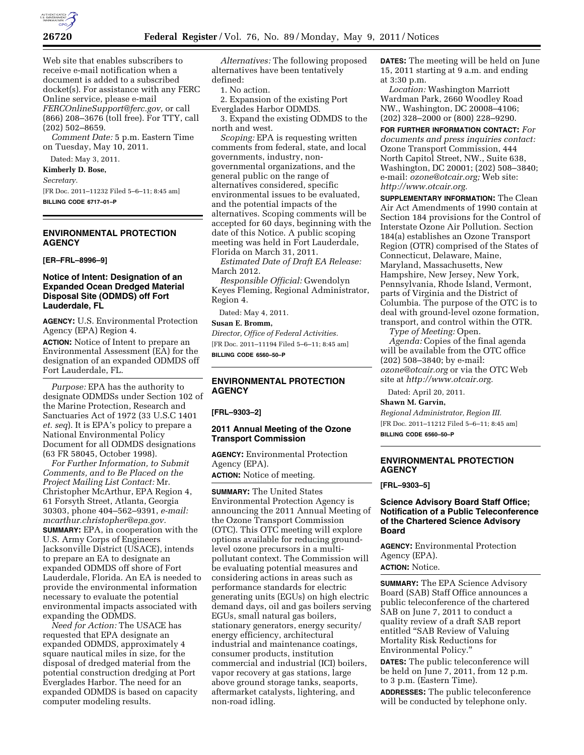Web site that enables subscribers to receive e-mail notification when a document is added to a subscribed docket(s). For assistance with any FERC Online service, please e-mail *FERCOnlineSupport@ferc.gov,* or call (866) 208–3676 (toll free). For TTY, call (202) 502–8659.

*Comment Date:* 5 p.m. Eastern Time on Tuesday, May 10, 2011.

Dated: May 3, 2011.

**Kimberly D. Bose,**

*Secretary.*

[FR Doc. 2011–11232 Filed 5–6–11; 8:45 am]

**BILLING CODE 6717–01–P**

## ENVIRONMENTAL PROTECTION AGENCY

**[ER–FRL–8996–9]**

### Notice of Intent: Designation of an Expanded Ocean Dredged Material Disposal Site (ODMDS) off Fort Lauderdale, FL

**AGENCY:** U.S. Environmental Protection Agency (EPA) Region 4.

**ACTION:** Notice of Intent to prepare an Environmental Assessment (EA) for the designation of an expanded ODMDS off Fort Lauderdale, FL.

*Purpose:* EPA has the authority to designate ODMDSs under Section 102 of the Marine Protection, Research and Sanctuaries Act of 1972 (33 U.S.C 1401 *et. seq*). It is EPA's policy to prepare a National Environmental Policy Document for all ODMDS designations (63 FR 58045, October 1998).

*For Further Information, to Submit Comments, and to Be Placed on the Project Mailing List Contact:* Mr. Christopher McArthur, EPA Region 4, 61 Forsyth Street, Atlanta, Georgia 30303, phone 404–562–9391, *e-mail: mcarthur.christopher@epa.gov.*

**SUMMARY:** EPA, in cooperation with the U.S. Army Corps of Engineers Jacksonville District (USACE), intends to prepare an EA to designate an expanded ODMDS off shore of Fort Lauderdale, Florida. An EA is needed to provide the environmental information necessary to evaluate the potential environmental impacts associated with expanding the ODMDS.

*Need for Action:* The USACE has requested that EPA designate an expanded ODMDS, approximately 4 square nautical miles in size, for the disposal of dredged material from the potential construction dredging at Port Everglades Harbor. The need for an expanded ODMDS is based on capacity computer modeling results.

*Alternatives:* The following proposed alternatives have been tentatively defined:

1. No action.
2. Expansion of the existing Port Everglades Harbor ODMDS.
3. Expand the existing ODMDS to the north and west.

*Scoping:* EPA is requesting written comments from federal, state, and local governments, industry, non-governmental organizations, and the general public on the range of alternatives considered, specific environmental issues to be evaluated, and the potential impacts of the alternatives. Scoping comments will be accepted for 60 days, beginning with the date of this Notice. A public scoping meeting was held in Fort Lauderdale, Florida on March 31, 2011.

*Estimated Date of Draft EA Release:* March 2012.

*Responsible Official:* Gwendolyn Keyes Fleming, Regional Administrator, Region 4.

Dated: May 4, 2011.

**Susan E. Bromm,**

*Director, Office of Federal Activities.*

[FR Doc. 2011–11194 Filed 5–6–11; 8:45 am]

**BILLING CODE 6560–50–P**

## ENVIRONMENTAL PROTECTION AGENCY

**[FRL–9303–2]**

### 2011 Annual Meeting of the Ozone Transport Commission

**AGENCY:** Environmental Protection Agency (EPA).

**ACTION:** Notice of meeting.

**SUMMARY:** The United States Environmental Protection Agency is announcing the 2011 Annual Meeting of the Ozone Transport Commission (OTC). This OTC meeting will explore options available for reducing ground-level ozone precursors in a multi-pollutant context. The Commission will be evaluating potential measures and considering actions in areas such as performance standards for electric generating units (EGUs) on high electric demand days, oil and gas boilers serving EGUs, small natural gas boilers, stationary generators, energy security/energy efficiency, architectural industrial and maintenance coatings, consumer products, institution commercial and industrial (ICI) boilers, vapor recovery at gas stations, large above ground storage tanks, seaports, aftermarket catalysts, lightering, and non-road idling.

**DATES:** The meeting will be held on June 15, 2011 starting at 9 a.m. and ending at 3:30 p.m.

*Location:* Washington Marriott Wardman Park, 2660 Woodley Road NW., Washington, DC 20008–4106; (202) 328–2000 or (800) 228–9290.

**FOR FURTHER INFORMATION CONTACT:** *For documents and press inquiries contact:* Ozone Transport Commission, 444 North Capitol Street, NW., Suite 638, Washington, DC 20001; (202) 508–3840; e-mail: *ozone@otcair.org;* Web site: *http://www.otcair.org.*

**SUPPLEMENTARY INFORMATION:** The Clean Air Act Amendments of 1990 contain at Section 184 provisions for the Control of Interstate Ozone Air Pollution. Section 184(a) establishes an Ozone Transport Region (OTR) comprised of the States of Connecticut, Delaware, Maine, Maryland, Massachusetts, New Hampshire, New Jersey, New York, Pennsylvania, Rhode Island, Vermont, parts of Virginia and the District of Columbia. The purpose of the OTC is to deal with ground-level ozone formation, transport, and control within the OTR.

*Type of Meeting:* Open.

*Agenda:* Copies of the final agenda will be available from the OTC office (202) 508–3840; by e-mail: *ozone@otcair.org* or via the OTC Web site at *http://www.otcair.org.*

Dated: April 20, 2011.

**Shawn M. Garvin,**

*Regional Administrator, Region III.*

[FR Doc. 2011–11212 Filed 5–6–11; 8:45 am]

**BILLING CODE 6560–50–P**

## ENVIRONMENTAL PROTECTION AGENCY

**[FRL–9303–5]**

### Science Advisory Board Staff Office; Notification of a Public Teleconference of the Chartered Science Advisory Board

**AGENCY:** Environmental Protection Agency (EPA).

**ACTION:** Notice.

**SUMMARY:** The EPA Science Advisory Board (SAB) Staff Office announces a public teleconference of the chartered SAB on June 7, 2011 to conduct a quality review of a draft SAB report entitled "SAB Review of Valuing Mortality Risk Reductions for Environmental Policy."

**DATES:** The public teleconference will be held on June 7, 2011, from 12 p.m. to 3 p.m. (Eastern Time).

**ADDRESSES:** The public teleconference will be conducted by telephone only.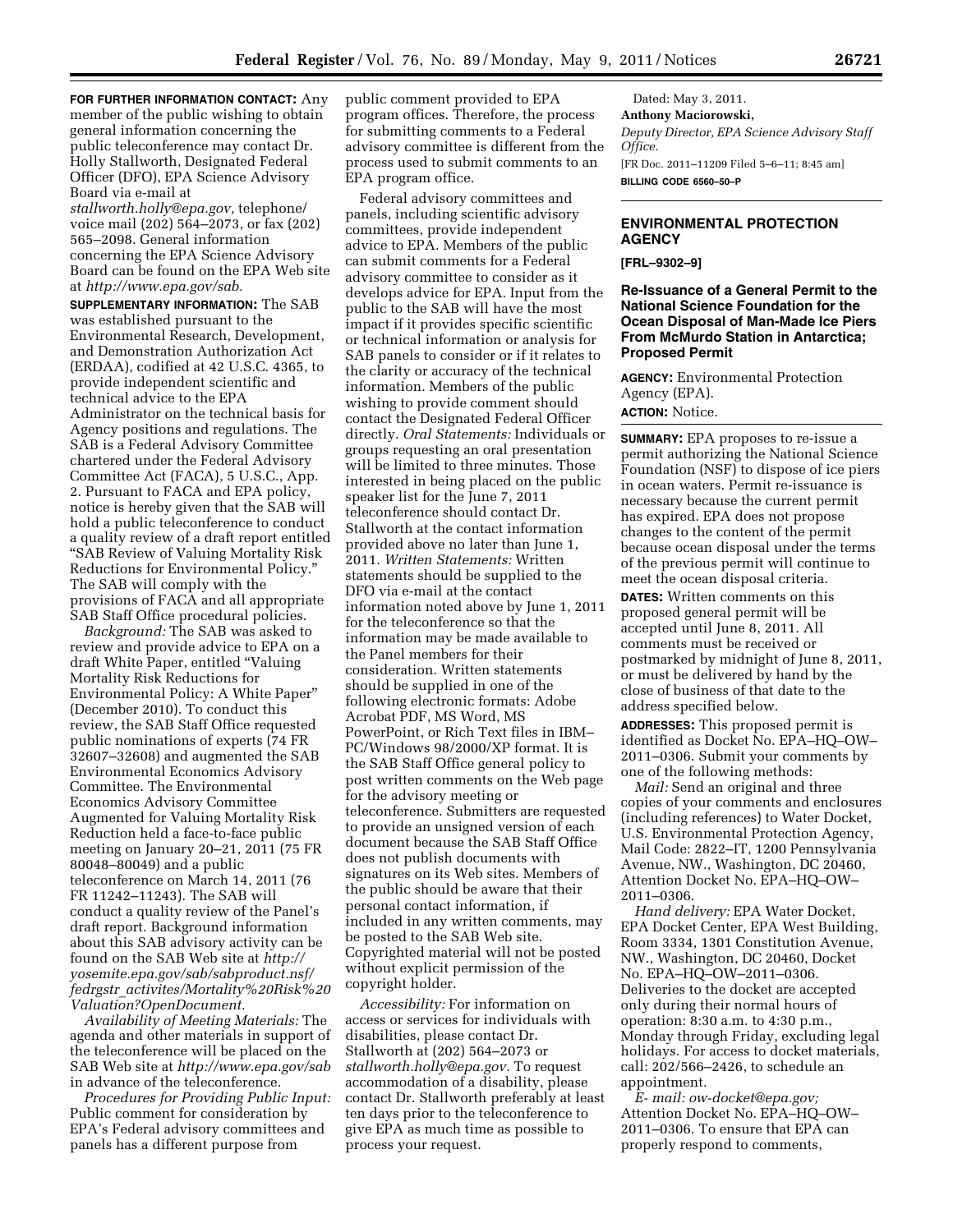**FOR FURTHER INFORMATION CONTACT:** Any member of the public wishing to obtain general information concerning the public teleconference may contact Dr. Holly Stallworth, Designated Federal Officer (DFO), EPA Science Advisory Board via e-mail at *stallworth.holly@epa.gov,* telephone/ voice mail (202) 564–2073, or fax (202) 565–2098. General information concerning the EPA Science Advisory Board can be found on the EPA Web site at *http://www.epa.gov/sab.*

**SUPPLEMENTARY INFORMATION:** The SAB was established pursuant to the Environmental Research, Development, and Demonstration Authorization Act (ERDAA), codified at 42 U.S.C. 4365, to provide independent scientific and technical advice to the EPA Administrator on the technical basis for Agency positions and regulations. The SAB is a Federal Advisory Committee chartered under the Federal Advisory Committee Act (FACA), 5 U.S.C., App. 2. Pursuant to FACA and EPA policy, notice is hereby given that the SAB will hold a public teleconference to conduct a quality review of a draft report entitled "SAB Review of Valuing Mortality Risk Reductions for Environmental Policy." The SAB will comply with the provisions of FACA and all appropriate SAB Staff Office procedural policies.

*Background:* The SAB was asked to review and provide advice to EPA on a draft White Paper, entitled "Valuing Mortality Risk Reductions for Environmental Policy: A White Paper" (December 2010). To conduct this review, the SAB Staff Office requested public nominations of experts (74 FR 32607–32608) and augmented the SAB Environmental Economics Advisory Committee. The Environmental Economics Advisory Committee Augmented for Valuing Mortality Risk Reduction held a face-to-face public meeting on January 20–21, 2011 (75 FR 80048–80049) and a public teleconference on March 14, 2011 (76 FR 11242–11243). The SAB will conduct a quality review of the Panel's draft report. Background information about this SAB advisory activity can be found on the SAB Web site at *http://yosemite.epa.gov/sab/sabproduct.nsf/fedrgstr_activites/Mortality%20Risk%20Valuation?OpenDocument.*

*Availability of Meeting Materials:* The agenda and other materials in support of the teleconference will be placed on the SAB Web site at *http://www.epa.gov/sab* in advance of the teleconference.

*Procedures for Providing Public Input:* Public comment for consideration by EPA's Federal advisory committees and panels has a different purpose from public comment provided to EPA program offices. Therefore, the process for submitting comments to a Federal advisory committee is different from the process used to submit comments to an EPA program office.

Federal advisory committees and panels, including scientific advisory committees, provide independent advice to EPA. Members of the public can submit comments for a Federal advisory committee to consider as it develops advice for EPA. Input from the public to the SAB will have the most impact if it provides specific scientific or technical information or analysis for SAB panels to consider or if it relates to the clarity or accuracy of the technical information. Members of the public wishing to provide comment should contact the Designated Federal Officer directly. *Oral Statements:* Individuals or groups requesting an oral presentation will be limited to three minutes. Those interested in being placed on the public speaker list for the June 7, 2011 teleconference should contact Dr. Stallworth at the contact information provided above no later than June 1, 2011. *Written Statements:* Written statements should be supplied to the DFO via e-mail at the contact information noted above by June 1, 2011 for the teleconference so that the information may be made available to the Panel members for their consideration. Written statements should be supplied in one of the following electronic formats: Adobe Acrobat PDF, MS Word, MS PowerPoint, or Rich Text files in IBM–PC/Windows 98/2000/XP format. It is the SAB Staff Office general policy to post written comments on the Web page for the advisory meeting or teleconference. Submitters are requested to provide an unsigned version of each document because the SAB Staff Office does not publish documents with signatures on its Web sites. Members of the public should be aware that their personal contact information, if included in any written comments, may be posted to the SAB Web site. Copyrighted material will not be posted without explicit permission of the copyright holder.

*Accessibility:* For information on access or services for individuals with disabilities, please contact Dr. Stallworth at (202) 564–2073 or *stallworth.holly@epa.gov.* To request accommodation of a disability, please contact Dr. Stallworth preferably at least ten days prior to the teleconference to give EPA as much time as possible to process your request.

Dated: May 3, 2011.

**Anthony Maciorowski,**

*Deputy Director, EPA Science Advisory Staff Office.*

[FR Doc. 2011–11209 Filed 5–6–11; 8:45 am]

**BILLING CODE 6560–50–P**

## ENVIRONMENTAL PROTECTION AGENCY

**[FRL–9302–9]**

### Re-Issuance of a General Permit to the National Science Foundation for the Ocean Disposal of Man-Made Ice Piers From McMurdo Station in Antarctica; Proposed Permit

**AGENCY:** Environmental Protection Agency (EPA).

**ACTION:** Notice.

**SUMMARY:** EPA proposes to re-issue a permit authorizing the National Science Foundation (NSF) to dispose of ice piers in ocean waters. Permit re-issuance is necessary because the current permit has expired. EPA does not propose changes to the content of the permit because ocean disposal under the terms of the previous permit will continue to meet the ocean disposal criteria.

**DATES:** Written comments on this proposed general permit will be accepted until June 8, 2011. All comments must be received or postmarked by midnight of June 8, 2011, or must be delivered by hand by the close of business of that date to the address specified below.

**ADDRESSES:** This proposed permit is identified as Docket No. EPA–HQ–OW–2011–0306. Submit your comments by one of the following methods:

*Mail:* Send an original and three copies of your comments and enclosures (including references) to Water Docket, U.S. Environmental Protection Agency, Mail Code: 2822–IT, 1200 Pennsylvania Avenue, NW., Washington, DC 20460, Attention Docket No. EPA–HQ–OW–2011–0306.

*Hand delivery:* EPA Water Docket, EPA Docket Center, EPA West Building, Room 3334, 1301 Constitution Avenue, NW., Washington, DC 20460, Docket No. EPA–HQ–OW–2011–0306. Deliveries to the docket are accepted only during their normal hours of operation: 8:30 a.m. to 4:30 p.m., Monday through Friday, excluding legal holidays. For access to docket materials, call: 202/566–2426, to schedule an appointment.

*E- mail: ow-docket@epa.gov;* Attention Docket No. EPA–HQ–OW–2011–0306. To ensure that EPA can properly respond to comments,